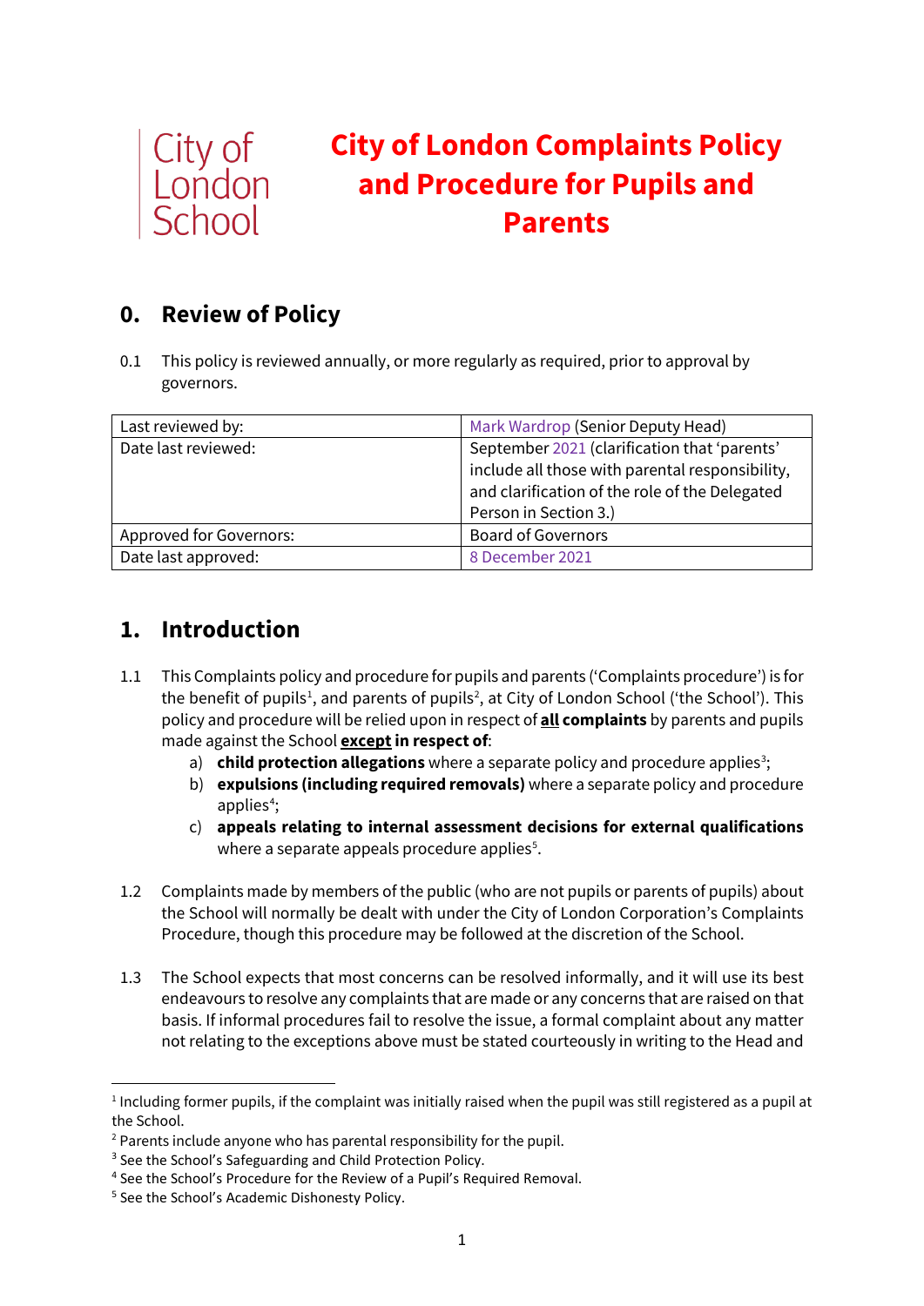City of London School

# City of London Complaints Policy and Procedure for Pupils and Parents

## 0. Review of Policy

0.1 This policy is reviewed annually, or more regularly as required, prior to approval by governors.

| Last reviewed by: | Mark Wardrop (Senior Deputy Head) |
| --- | --- |
| Date last reviewed: | September 2021 (clarification that 'parents' include all those with parental responsibility, and clarification of the role of the Delegated Person in Section 3.) |
| Approved for Governors: | Board of Governors |
| Date last approved: | 8 December 2021 |

## 1. Introduction

1.1 This Complaints policy and procedure for pupils and parents ('Complaints procedure') is for the benefit of pupils[1], and parents of pupils[2], at City of London School ('the School'). This policy and procedure will be relied upon in respect of **all complaints** by parents and pupils made against the School **except in respect of**:

a) **child protection allegations** where a separate policy and procedure applies[3];

b) **expulsions (including required removals)** where a separate policy and procedure applies[4];

c) **appeals relating to internal assessment decisions for external qualifications** where a separate appeals procedure applies[5].

1.2 Complaints made by members of the public (who are not pupils or parents of pupils) about the School will normally be dealt with under the City of London Corporation's Complaints Procedure, though this procedure may be followed at the discretion of the School.

1.3 The School expects that most concerns can be resolved informally, and it will use its best endeavours to resolve any complaints that are made or any concerns that are raised on that basis. If informal procedures fail to resolve the issue, a formal complaint about any matter not relating to the exceptions above must be stated courteously in writing to the Head and

---

[1] Including former pupils, if the complaint was initially raised when the pupil was still registered as a pupil at the School.

[2] Parents include anyone who has parental responsibility for the pupil.

[3] See the School's Safeguarding and Child Protection Policy.

[4] See the School's Procedure for the Review of a Pupil's Required Removal.

[5] See the School's Academic Dishonesty Policy.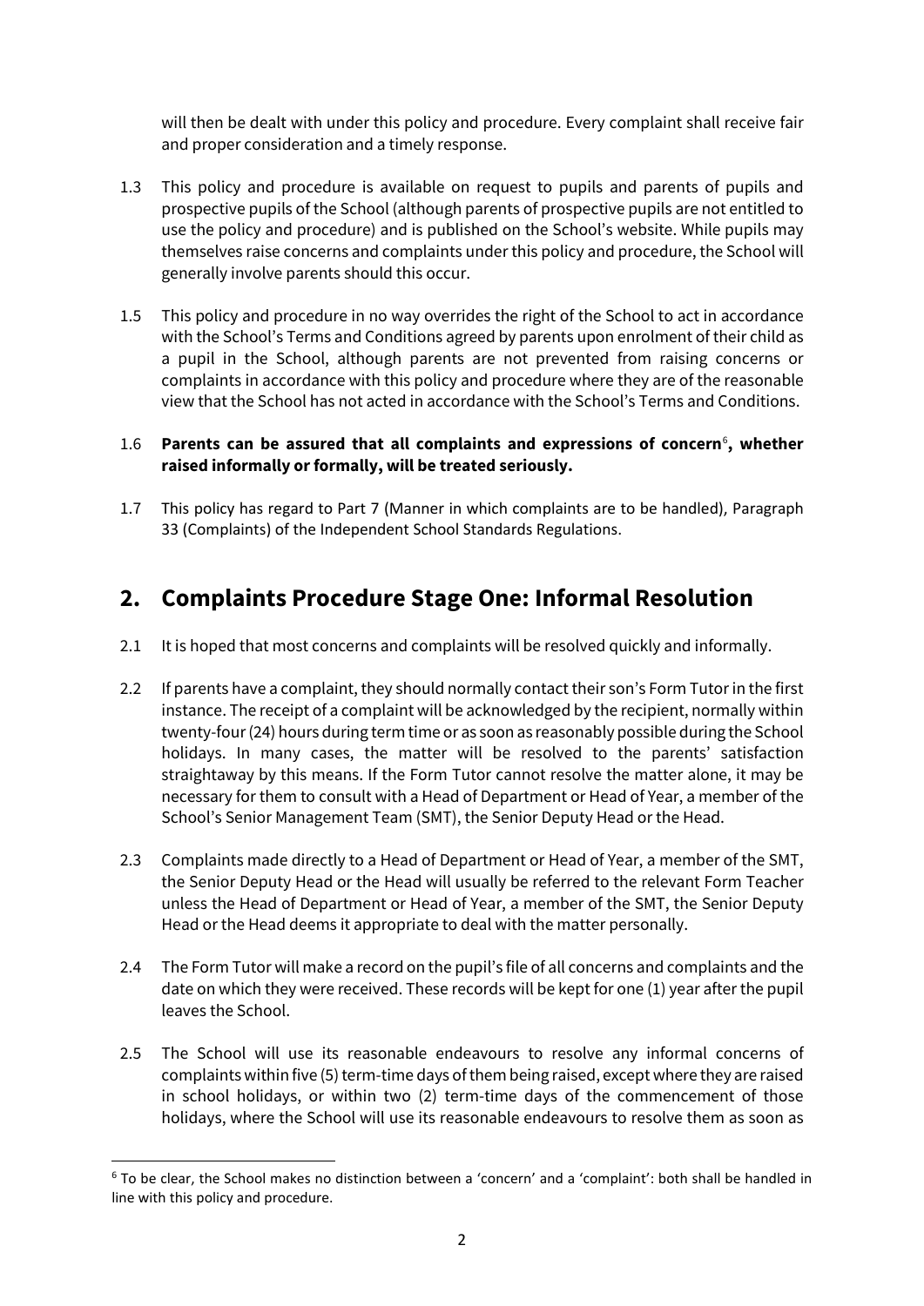will then be dealt with under this policy and procedure. Every complaint shall receive fair and proper consideration and a timely response.

1.3 This policy and procedure is available on request to pupils and parents of pupils and prospective pupils of the School (although parents of prospective pupils are not entitled to use the policy and procedure) and is published on the School's website. While pupils may themselves raise concerns and complaints under this policy and procedure, the School will generally involve parents should this occur.

1.5 This policy and procedure in no way overrides the right of the School to act in accordance with the School's Terms and Conditions agreed by parents upon enrolment of their child as a pupil in the School, although parents are not prevented from raising concerns or complaints in accordance with this policy and procedure where they are of the reasonable view that the School has not acted in accordance with the School's Terms and Conditions.

1.6 **Parents can be assured that all complaints and expressions of concern[6], whether raised informally or formally, will be treated seriously.**

1.7 This policy has regard to Part 7 (Manner in which complaints are to be handled), Paragraph 33 (Complaints) of the Independent School Standards Regulations.

## 2. Complaints Procedure Stage One: Informal Resolution

2.1 It is hoped that most concerns and complaints will be resolved quickly and informally.

2.2 If parents have a complaint, they should normally contact their son's Form Tutor in the first instance. The receipt of a complaint will be acknowledged by the recipient, normally within twenty-four (24) hours during term time or as soon as reasonably possible during the School holidays. In many cases, the matter will be resolved to the parents' satisfaction straightaway by this means. If the Form Tutor cannot resolve the matter alone, it may be necessary for them to consult with a Head of Department or Head of Year, a member of the School's Senior Management Team (SMT), the Senior Deputy Head or the Head.

2.3 Complaints made directly to a Head of Department or Head of Year, a member of the SMT, the Senior Deputy Head or the Head will usually be referred to the relevant Form Teacher unless the Head of Department or Head of Year, a member of the SMT, the Senior Deputy Head or the Head deems it appropriate to deal with the matter personally.

2.4 The Form Tutor will make a record on the pupil's file of all concerns and complaints and the date on which they were received. These records will be kept for one (1) year after the pupil leaves the School.

2.5 The School will use its reasonable endeavours to resolve any informal concerns of complaints within five (5) term-time days of them being raised, except where they are raised in school holidays, or within two (2) term-time days of the commencement of those holidays, where the School will use its reasonable endeavours to resolve them as soon as

[6] To be clear, the School makes no distinction between a 'concern' and a 'complaint': both shall be handled in line with this policy and procedure.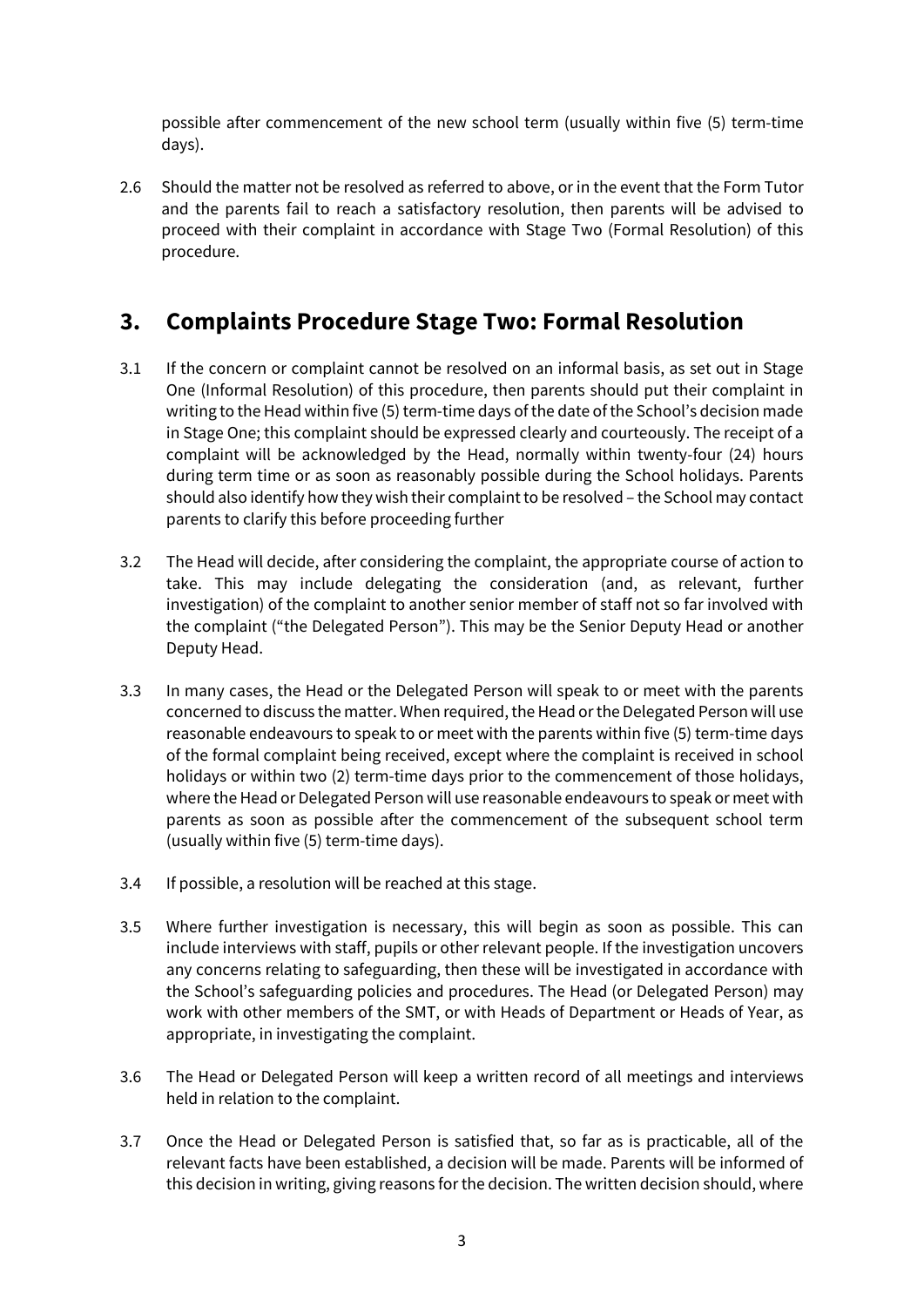possible after commencement of the new school term (usually within five (5) term-time days).

2.6 Should the matter not be resolved as referred to above, or in the event that the Form Tutor and the parents fail to reach a satisfactory resolution, then parents will be advised to proceed with their complaint in accordance with Stage Two (Formal Resolution) of this procedure.

## 3. Complaints Procedure Stage Two: Formal Resolution

3.1 If the concern or complaint cannot be resolved on an informal basis, as set out in Stage One (Informal Resolution) of this procedure, then parents should put their complaint in writing to the Head within five (5) term-time days of the date of the School's decision made in Stage One; this complaint should be expressed clearly and courteously. The receipt of a complaint will be acknowledged by the Head, normally within twenty-four (24) hours during term time or as soon as reasonably possible during the School holidays. Parents should also identify how they wish their complaint to be resolved – the School may contact parents to clarify this before proceeding further

3.2 The Head will decide, after considering the complaint, the appropriate course of action to take. This may include delegating the consideration (and, as relevant, further investigation) of the complaint to another senior member of staff not so far involved with the complaint ("the Delegated Person"). This may be the Senior Deputy Head or another Deputy Head.

3.3 In many cases, the Head or the Delegated Person will speak to or meet with the parents concerned to discuss the matter. When required, the Head or the Delegated Person will use reasonable endeavours to speak to or meet with the parents within five (5) term-time days of the formal complaint being received, except where the complaint is received in school holidays or within two (2) term-time days prior to the commencement of those holidays, where the Head or Delegated Person will use reasonable endeavours to speak or meet with parents as soon as possible after the commencement of the subsequent school term (usually within five (5) term-time days).

3.4 If possible, a resolution will be reached at this stage.

3.5 Where further investigation is necessary, this will begin as soon as possible. This can include interviews with staff, pupils or other relevant people. If the investigation uncovers any concerns relating to safeguarding, then these will be investigated in accordance with the School's safeguarding policies and procedures. The Head (or Delegated Person) may work with other members of the SMT, or with Heads of Department or Heads of Year, as appropriate, in investigating the complaint.

3.6 The Head or Delegated Person will keep a written record of all meetings and interviews held in relation to the complaint.

3.7 Once the Head or Delegated Person is satisfied that, so far as is practicable, all of the relevant facts have been established, a decision will be made. Parents will be informed of this decision in writing, giving reasons for the decision. The written decision should, where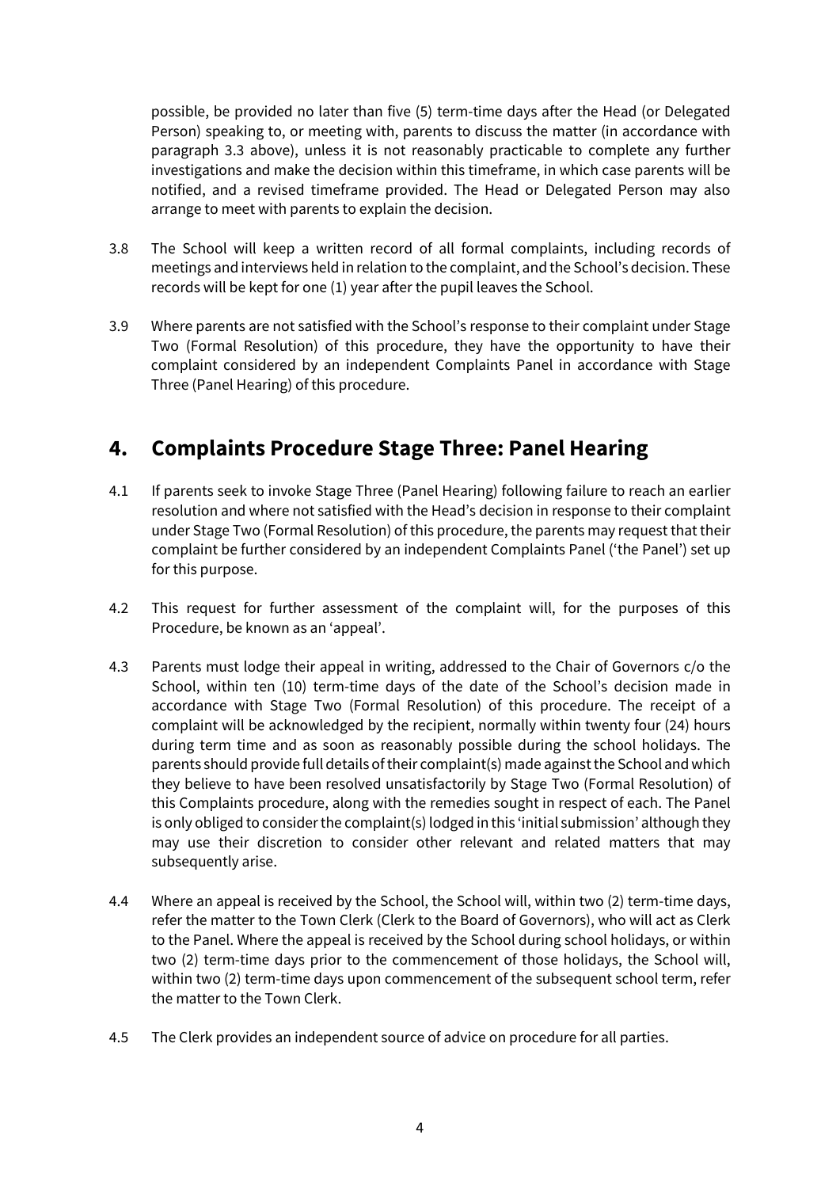possible, be provided no later than five (5) term-time days after the Head (or Delegated Person) speaking to, or meeting with, parents to discuss the matter (in accordance with paragraph 3.3 above), unless it is not reasonably practicable to complete any further investigations and make the decision within this timeframe, in which case parents will be notified, and a revised timeframe provided. The Head or Delegated Person may also arrange to meet with parents to explain the decision.

3.8 The School will keep a written record of all formal complaints, including records of meetings and interviews held in relation to the complaint, and the School's decision. These records will be kept for one (1) year after the pupil leaves the School.

3.9 Where parents are not satisfied with the School's response to their complaint under Stage Two (Formal Resolution) of this procedure, they have the opportunity to have their complaint considered by an independent Complaints Panel in accordance with Stage Three (Panel Hearing) of this procedure.

## 4. Complaints Procedure Stage Three: Panel Hearing

4.1 If parents seek to invoke Stage Three (Panel Hearing) following failure to reach an earlier resolution and where not satisfied with the Head's decision in response to their complaint under Stage Two (Formal Resolution) of this procedure, the parents may request that their complaint be further considered by an independent Complaints Panel ('the Panel') set up for this purpose.

4.2 This request for further assessment of the complaint will, for the purposes of this Procedure, be known as an 'appeal'.

4.3 Parents must lodge their appeal in writing, addressed to the Chair of Governors c/o the School, within ten (10) term-time days of the date of the School's decision made in accordance with Stage Two (Formal Resolution) of this procedure. The receipt of a complaint will be acknowledged by the recipient, normally within twenty four (24) hours during term time and as soon as reasonably possible during the school holidays. The parents should provide full details of their complaint(s) made against the School and which they believe to have been resolved unsatisfactorily by Stage Two (Formal Resolution) of this Complaints procedure, along with the remedies sought in respect of each. The Panel is only obliged to consider the complaint(s) lodged in this 'initial submission' although they may use their discretion to consider other relevant and related matters that may subsequently arise.

4.4 Where an appeal is received by the School, the School will, within two (2) term-time days, refer the matter to the Town Clerk (Clerk to the Board of Governors), who will act as Clerk to the Panel. Where the appeal is received by the School during school holidays, or within two (2) term-time days prior to the commencement of those holidays, the School will, within two (2) term-time days upon commencement of the subsequent school term, refer the matter to the Town Clerk.

4.5 The Clerk provides an independent source of advice on procedure for all parties.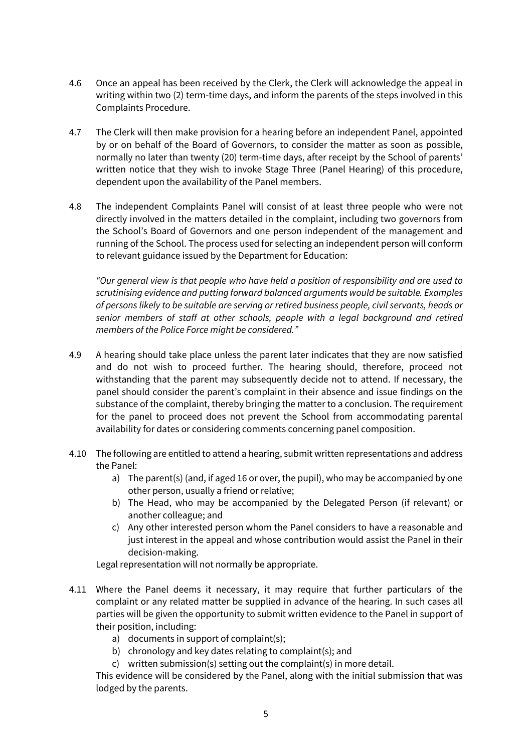4.6 Once an appeal has been received by the Clerk, the Clerk will acknowledge the appeal in writing within two (2) term-time days, and inform the parents of the steps involved in this Complaints Procedure.

4.7 The Clerk will then make provision for a hearing before an independent Panel, appointed by or on behalf of the Board of Governors, to consider the matter as soon as possible, normally no later than twenty (20) term-time days, after receipt by the School of parents' written notice that they wish to invoke Stage Three (Panel Hearing) of this procedure, dependent upon the availability of the Panel members.

4.8 The independent Complaints Panel will consist of at least three people who were not directly involved in the matters detailed in the complaint, including two governors from the School's Board of Governors and one person independent of the management and running of the School. The process used for selecting an independent person will conform to relevant guidance issued by the Department for Education:

*"Our general view is that people who have held a position of responsibility and are used to scrutinising evidence and putting forward balanced arguments would be suitable. Examples of persons likely to be suitable are serving or retired business people, civil servants, heads or senior members of staff at other schools, people with a legal background and retired members of the Police Force might be considered."*

4.9 A hearing should take place unless the parent later indicates that they are now satisfied and do not wish to proceed further. The hearing should, therefore, proceed not withstanding that the parent may subsequently decide not to attend. If necessary, the panel should consider the parent's complaint in their absence and issue findings on the substance of the complaint, thereby bringing the matter to a conclusion. The requirement for the panel to proceed does not prevent the School from accommodating parental availability for dates or considering comments concerning panel composition.

4.10 The following are entitled to attend a hearing, submit written representations and address the Panel:

a) The parent(s) (and, if aged 16 or over, the pupil), who may be accompanied by one other person, usually a friend or relative;
b) The Head, who may be accompanied by the Delegated Person (if relevant) or another colleague; and
c) Any other interested person whom the Panel considers to have a reasonable and just interest in the appeal and whose contribution would assist the Panel in their decision-making.

Legal representation will not normally be appropriate.

4.11 Where the Panel deems it necessary, it may require that further particulars of the complaint or any related matter be supplied in advance of the hearing. In such cases all parties will be given the opportunity to submit written evidence to the Panel in support of their position, including:

a) documents in support of complaint(s);
b) chronology and key dates relating to complaint(s); and
c) written submission(s) setting out the complaint(s) in more detail.

This evidence will be considered by the Panel, along with the initial submission that was lodged by the parents.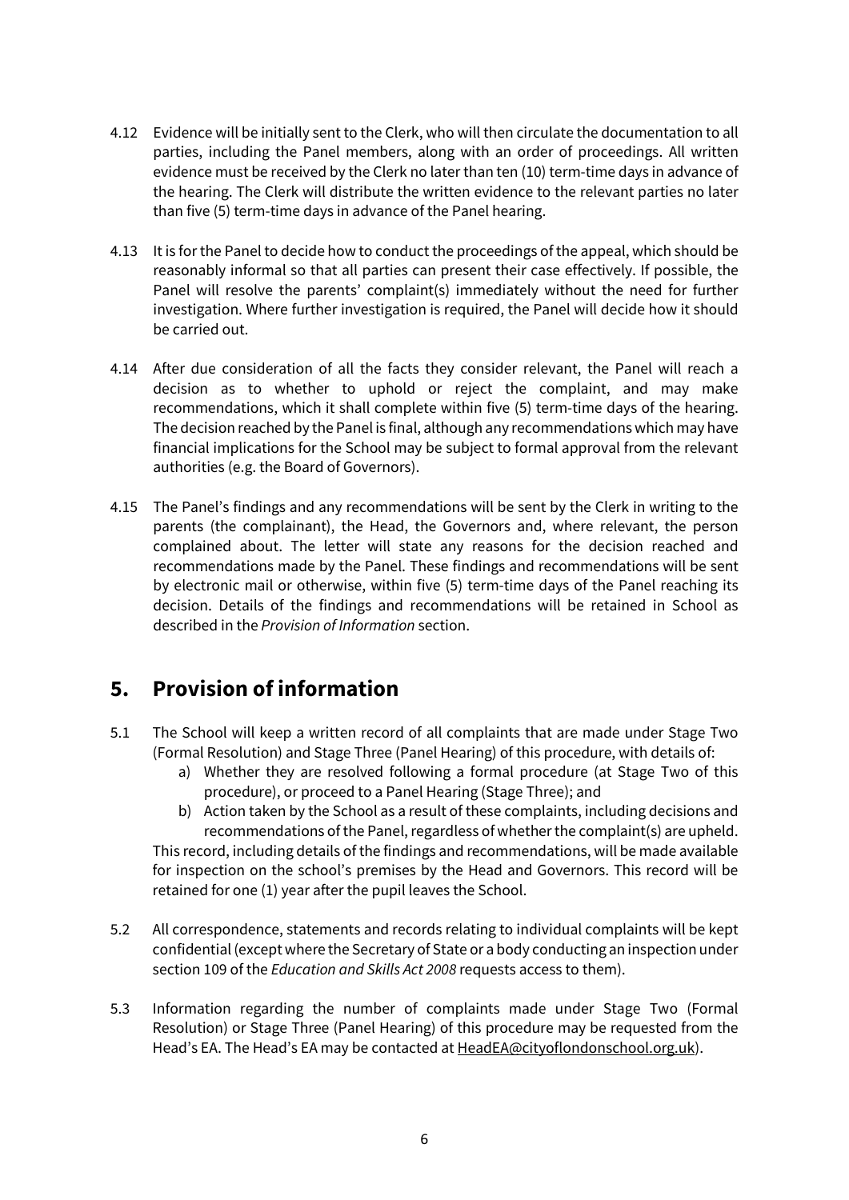4.12 Evidence will be initially sent to the Clerk, who will then circulate the documentation to all parties, including the Panel members, along with an order of proceedings. All written evidence must be received by the Clerk no later than ten (10) term-time days in advance of the hearing. The Clerk will distribute the written evidence to the relevant parties no later than five (5) term-time days in advance of the Panel hearing.

4.13 It is for the Panel to decide how to conduct the proceedings of the appeal, which should be reasonably informal so that all parties can present their case effectively. If possible, the Panel will resolve the parents' complaint(s) immediately without the need for further investigation. Where further investigation is required, the Panel will decide how it should be carried out.

4.14 After due consideration of all the facts they consider relevant, the Panel will reach a decision as to whether to uphold or reject the complaint, and may make recommendations, which it shall complete within five (5) term-time days of the hearing. The decision reached by the Panel is final, although any recommendations which may have financial implications for the School may be subject to formal approval from the relevant authorities (e.g. the Board of Governors).

4.15 The Panel's findings and any recommendations will be sent by the Clerk in writing to the parents (the complainant), the Head, the Governors and, where relevant, the person complained about. The letter will state any reasons for the decision reached and recommendations made by the Panel. These findings and recommendations will be sent by electronic mail or otherwise, within five (5) term-time days of the Panel reaching its decision. Details of the findings and recommendations will be retained in School as described in the *Provision of Information* section.

## 5. Provision of information

5.1 The School will keep a written record of all complaints that are made under Stage Two (Formal Resolution) and Stage Three (Panel Hearing) of this procedure, with details of:

a) Whether they are resolved following a formal procedure (at Stage Two of this procedure), or proceed to a Panel Hearing (Stage Three); and
b) Action taken by the School as a result of these complaints, including decisions and recommendations of the Panel, regardless of whether the complaint(s) are upheld.

This record, including details of the findings and recommendations, will be made available for inspection on the school's premises by the Head and Governors. This record will be retained for one (1) year after the pupil leaves the School.

5.2 All correspondence, statements and records relating to individual complaints will be kept confidential (except where the Secretary of State or a body conducting an inspection under section 109 of the *Education and Skills Act 2008* requests access to them).

5.3 Information regarding the number of complaints made under Stage Two (Formal Resolution) or Stage Three (Panel Hearing) of this procedure may be requested from the Head's EA. The Head's EA may be contacted at HeadEA@cityoflondonschool.org.uk).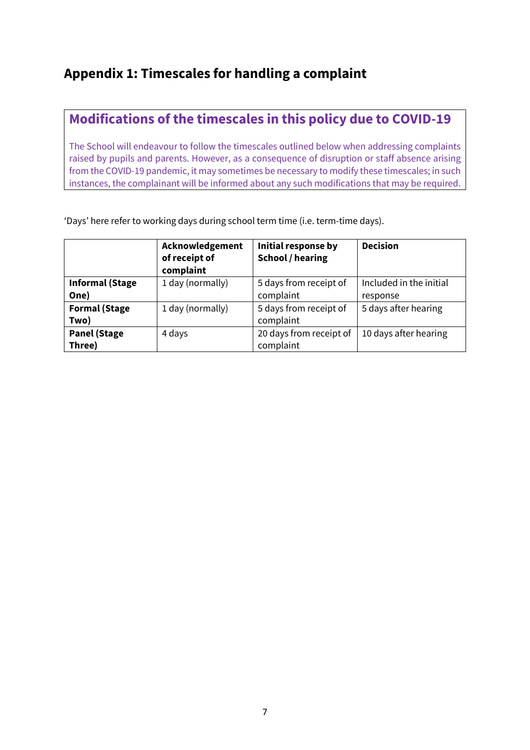## Appendix 1: Timescales for handling a complaint

### Modifications of the timescales in this policy due to COVID-19

The School will endeavour to follow the timescales outlined below when addressing complaints raised by pupils and parents. However, as a consequence of disruption or staff absence arising from the COVID-19 pandemic, it may sometimes be necessary to modify these timescales; in such instances, the complainant will be informed about any such modifications that may be required.

'Days' here refer to working days during school term time (i.e. term-time days).

| | **Acknowledgement of receipt of complaint** | **Initial response by School / hearing** | **Decision** |
|---|---|---|---|
| **Informal (Stage One)** | 1 day (normally) | 5 days from receipt of complaint | Included in the initial response |
| **Formal (Stage Two)** | 1 day (normally) | 5 days from receipt of complaint | 5 days after hearing |
| **Panel (Stage Three)** | 4 days | 20 days from receipt of complaint | 10 days after hearing |